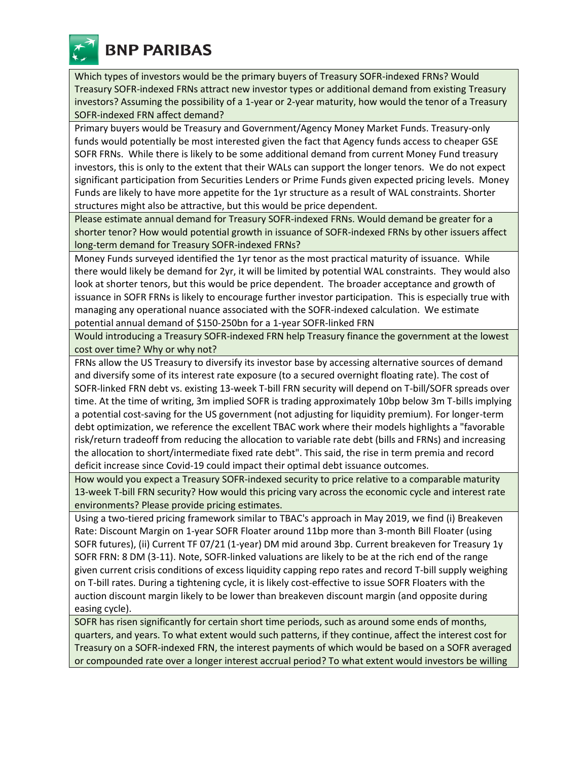**BNP PARIBAS**

**Which types of investors would be the primary buyers of Treasury SOFR-indexed FRNs? Would Treasury SOFR-indexed FRNs attract new investor types or additional demand from existing Treasury investors? Assuming the possibility of a 1-year or 2-year maturity, how would the tenor of a Treasury SOFR-indexed FRN affect demand?**

Primary buyers would be Treasury and Government/Agency Money Market Funds. Treasury-only funds would potentially be most interested given the fact that Agency funds access to cheaper GSE SOFR FRNs. While there is likely to be some additional demand from current Money Fund treasury investors, this is only to the extent that their WALs can support the longer tenors. We do not expect significant participation from Securities Lenders or Prime Funds given expected pricing levels. Money Funds are likely to have more appetite for the 1yr structure as a result of WAL constraints. Shorter structures might also be attractive, but this would be price dependent.

**Please estimate annual demand for Treasury SOFR-indexed FRNs. Would demand be greater for a shorter tenor? How would potential growth in issuance of SOFR-indexed FRNs by other issuers affect long-term demand for Treasury SOFR-indexed FRNs?**

Money Funds surveyed identified the 1yr tenor as the most practical maturity of issuance. While there would likely be demand for 2yr, it will be limited by potential WAL constraints. They would also look at shorter tenors, but this would be price dependent. The broader acceptance and growth of issuance in SOFR FRNs is likely to encourage further investor participation. This is especially true with managing any operational nuance associated with the SOFR-indexed calculation. We estimate potential annual demand of $150-250bn for a 1-year SOFR-linked FRN

**Would introducing a Treasury SOFR-indexed FRN help Treasury finance the government at the lowest cost over time? Why or why not?**

FRNs allow the US Treasury to diversify its investor base by accessing alternative sources of demand and diversify some of its interest rate exposure (to a secured overnight floating rate). The cost of SOFR-linked FRN debt vs. existing 13-week T-bill FRN security will depend on T-bill/SOFR spreads over time. At the time of writing, 3m implied SOFR is trading approximately 10bp below 3m T-bills implying a potential cost-saving for the US government (not adjusting for liquidity premium). For longer-term debt optimization, we reference the excellent TBAC work where their models highlights a "favorable risk/return tradeoff from reducing the allocation to variable rate debt (bills and FRNs) and increasing the allocation to short/intermediate fixed rate debt". This said, the rise in term premia and record deficit increase since Covid-19 could impact their optimal debt issuance outcomes.

**How would you expect a Treasury SOFR-indexed security to price relative to a comparable maturity 13-week T-bill FRN security? How would this pricing vary across the economic cycle and interest rate environments? Please provide pricing estimates.**

Using a two-tiered pricing framework similar to TBAC's approach in May 2019, we find (i) Breakeven Rate: Discount Margin on 1-year SOFR Floater around 11bp more than 3-month Bill Floater (using SOFR futures), (ii) Current TF 07/21 (1-year) DM mid around 3bp. Current breakeven for Treasury 1y SOFR FRN: 8 DM (3-11). Note, SOFR-linked valuations are likely to be at the rich end of the range given current crisis conditions of excess liquidity capping repo rates and record T-bill supply weighing on T-bill rates. During a tightening cycle, it is likely cost-effective to issue SOFR Floaters with the auction discount margin likely to be lower than breakeven discount margin (and opposite during easing cycle).

**SOFR has risen significantly for certain short time periods, such as around some ends of months, quarters, and years. To what extent would such patterns, if they continue, affect the interest cost for Treasury on a SOFR-indexed FRN, the interest payments of which would be based on a SOFR averaged or compounded rate over a longer interest accrual period? To what extent would investors be willing**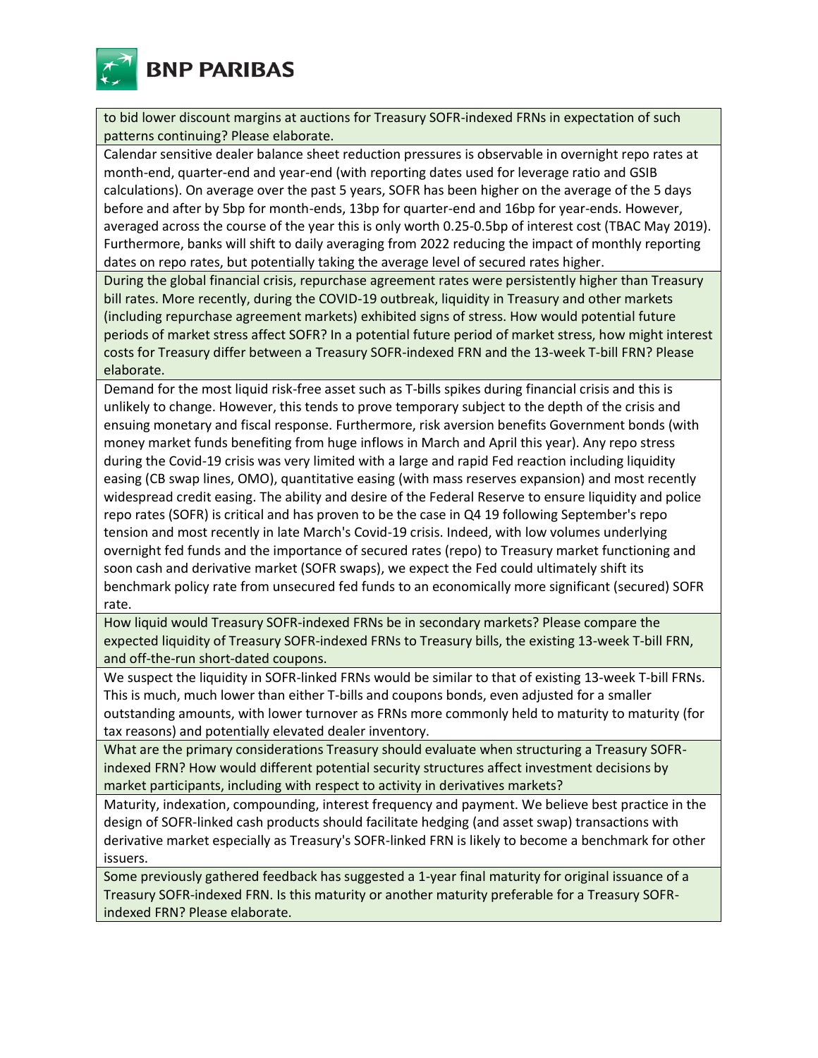to bid lower discount margins at auctions for Treasury SOFR-indexed FRNs in expectation of such patterns continuing? Please elaborate.

Calendar sensitive dealer balance sheet reduction pressures is observable in overnight repo rates at month-end, quarter-end and year-end (with reporting dates used for leverage ratio and GSIB calculations). On average over the past 5 years, SOFR has been higher on the average of the 5 days before and after by 5bp for month-ends, 13bp for quarter-end and 16bp for year-ends. However, averaged across the course of the year this is only worth 0.25-0.5bp of interest cost (TBAC May 2019). Furthermore, banks will shift to daily averaging from 2022 reducing the impact of monthly reporting dates on repo rates, but potentially taking the average level of secured rates higher.

During the global financial crisis, repurchase agreement rates were persistently higher than Treasury bill rates. More recently, during the COVID-19 outbreak, liquidity in Treasury and other markets (including repurchase agreement markets) exhibited signs of stress. How would potential future periods of market stress affect SOFR? In a potential future period of market stress, how might interest costs for Treasury differ between a Treasury SOFR-indexed FRN and the 13-week T-bill FRN? Please elaborate.

Demand for the most liquid risk-free asset such as T-bills spikes during financial crisis and this is unlikely to change. However, this tends to prove temporary subject to the depth of the crisis and ensuing monetary and fiscal response. Furthermore, risk aversion benefits Government bonds (with money market funds benefiting from huge inflows in March and April this year). Any repo stress during the Covid-19 crisis was very limited with a large and rapid Fed reaction including liquidity easing (CB swap lines, OMO), quantitative easing (with mass reserves expansion) and most recently widespread credit easing. The ability and desire of the Federal Reserve to ensure liquidity and police repo rates (SOFR) is critical and has proven to be the case in Q4 19 following September's repo tension and most recently in late March's Covid-19 crisis. Indeed, with low volumes underlying overnight fed funds and the importance of secured rates (repo) to Treasury market functioning and soon cash and derivative market (SOFR swaps), we expect the Fed could ultimately shift its benchmark policy rate from unsecured fed funds to an economically more significant (secured) SOFR rate.

How liquid would Treasury SOFR-indexed FRNs be in secondary markets? Please compare the expected liquidity of Treasury SOFR-indexed FRNs to Treasury bills, the existing 13-week T-bill FRN, and off-the-run short-dated coupons.

We suspect the liquidity in SOFR-linked FRNs would be similar to that of existing 13-week T-bill FRNs. This is much, much lower than either T-bills and coupons bonds, even adjusted for a smaller outstanding amounts, with lower turnover as FRNs more commonly held to maturity to maturity (for tax reasons) and potentially elevated dealer inventory.

What are the primary considerations Treasury should evaluate when structuring a Treasury SOFR-indexed FRN? How would different potential security structures affect investment decisions by market participants, including with respect to activity in derivatives markets?

Maturity, indexation, compounding, interest frequency and payment. We believe best practice in the design of SOFR-linked cash products should facilitate hedging (and asset swap) transactions with derivative market especially as Treasury's SOFR-linked FRN is likely to become a benchmark for other issuers.

Some previously gathered feedback has suggested a 1-year final maturity for original issuance of a Treasury SOFR-indexed FRN. Is this maturity or another maturity preferable for a Treasury SOFR-indexed FRN? Please elaborate.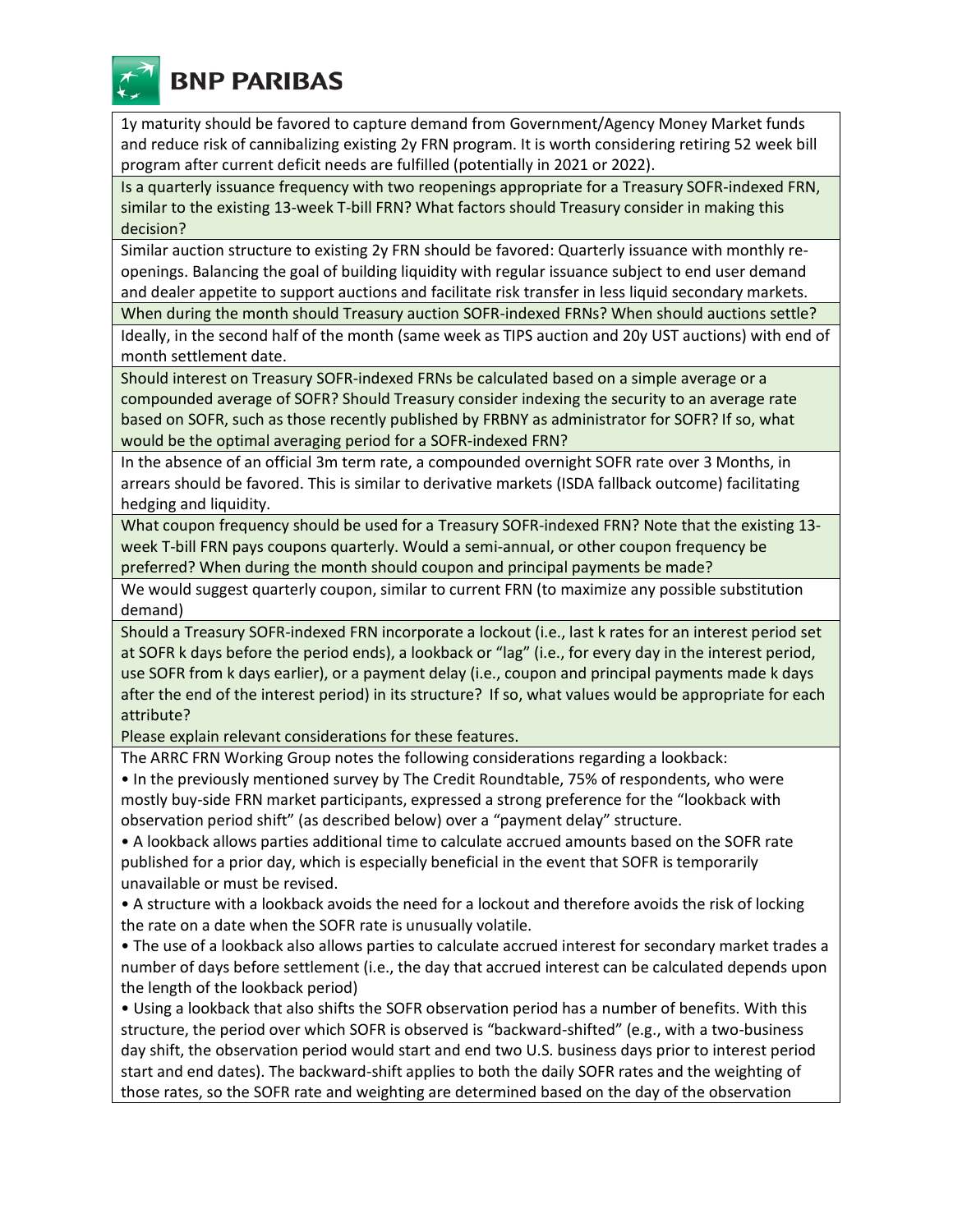1y maturity should be favored to capture demand from Government/Agency Money Market funds and reduce risk of cannibalizing existing 2y FRN program. It is worth considering retiring 52 week bill program after current deficit needs are fulfilled (potentially in 2021 or 2022).

**Is a quarterly issuance frequency with two reopenings appropriate for a Treasury SOFR-indexed FRN, similar to the existing 13-week T-bill FRN? What factors should Treasury consider in making this decision?**

Similar auction structure to existing 2y FRN should be favored: Quarterly issuance with monthly re-openings. Balancing the goal of building liquidity with regular issuance subject to end user demand and dealer appetite to support auctions and facilitate risk transfer in less liquid secondary markets.

**When during the month should Treasury auction SOFR-indexed FRNs? When should auctions settle?**

Ideally, in the second half of the month (same week as TIPS auction and 20y UST auctions) with end of month settlement date.

**Should interest on Treasury SOFR-indexed FRNs be calculated based on a simple average or a compounded average of SOFR? Should Treasury consider indexing the security to an average rate based on SOFR, such as those recently published by FRBNY as administrator for SOFR? If so, what would be the optimal averaging period for a SOFR-indexed FRN?**

In the absence of an official 3m term rate, a compounded overnight SOFR rate over 3 Months, in arrears should be favored. This is similar to derivative markets (ISDA fallback outcome) facilitating hedging and liquidity.

**What coupon frequency should be used for a Treasury SOFR-indexed FRN? Note that the existing 13-week T-bill FRN pays coupons quarterly. Would a semi-annual, or other coupon frequency be preferred? When during the month should coupon and principal payments be made?**

We would suggest quarterly coupon, similar to current FRN (to maximize any possible substitution demand)

**Should a Treasury SOFR-indexed FRN incorporate a lockout (i.e., last k rates for an interest period set at SOFR k days before the period ends), a lookback or "lag" (i.e., for every day in the interest period, use SOFR from k days earlier), or a payment delay (i.e., coupon and principal payments made k days after the end of the interest period) in its structure? If so, what values would be appropriate for each attribute?**

**Please explain relevant considerations for these features.**

The ARRC FRN Working Group notes the following considerations regarding a lookback:

- In the previously mentioned survey by The Credit Roundtable, 75% of respondents, who were mostly buy-side FRN market participants, expressed a strong preference for the "lookback with observation period shift" (as described below) over a "payment delay" structure.
- A lookback allows parties additional time to calculate accrued amounts based on the SOFR rate published for a prior day, which is especially beneficial in the event that SOFR is temporarily unavailable or must be revised.
- A structure with a lookback avoids the need for a lockout and therefore avoids the risk of locking the rate on a date when the SOFR rate is unusually volatile.
- The use of a lookback also allows parties to calculate accrued interest for secondary market trades a number of days before settlement (i.e., the day that accrued interest can be calculated depends upon the length of the lookback period)
- Using a lookback that also shifts the SOFR observation period has a number of benefits. With this structure, the period over which SOFR is observed is "backward-shifted" (e.g., with a two-business day shift, the observation period would start and end two U.S. business days prior to interest period start and end dates). The backward-shift applies to both the daily SOFR rates and the weighting of those rates, so the SOFR rate and weighting are determined based on the day of the observation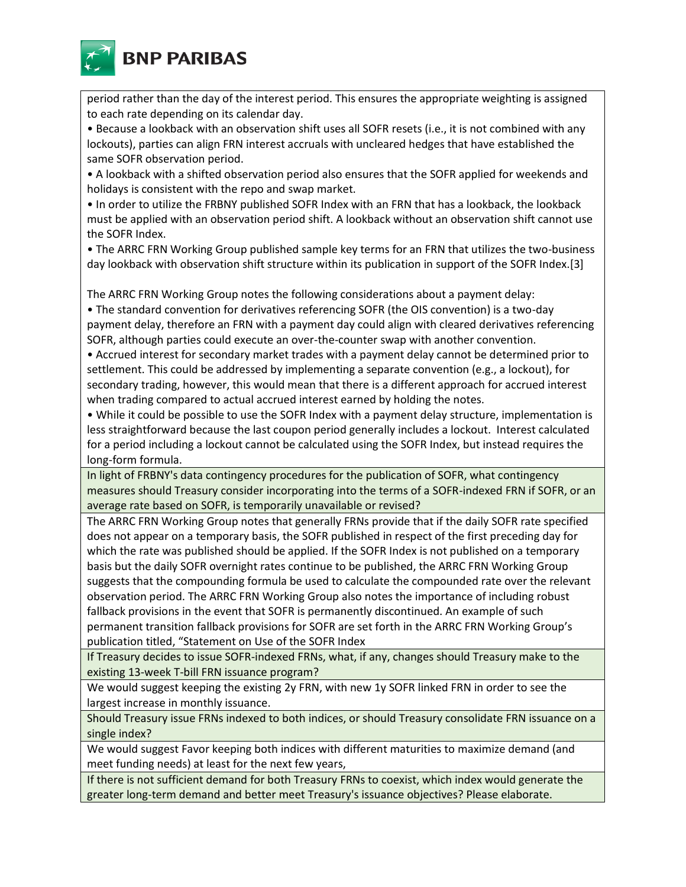period rather than the day of the interest period. This ensures the appropriate weighting is assigned to each rate depending on its calendar day.

- Because a lookback with an observation shift uses all SOFR resets (i.e., it is not combined with any lockouts), parties can align FRN interest accruals with uncleared hedges that have established the same SOFR observation period.
- A lookback with a shifted observation period also ensures that the SOFR applied for weekends and holidays is consistent with the repo and swap market.
- In order to utilize the FRBNY published SOFR Index with an FRN that has a lookback, the lookback must be applied with an observation period shift. A lookback without an observation shift cannot use the SOFR Index.
- The ARRC FRN Working Group published sample key terms for an FRN that utilizes the two-business day lookback with observation shift structure within its publication in support of the SOFR Index.[3]

The ARRC FRN Working Group notes the following considerations about a payment delay:

- The standard convention for derivatives referencing SOFR (the OIS convention) is a two-day payment delay, therefore an FRN with a payment day could align with cleared derivatives referencing SOFR, although parties could execute an over-the-counter swap with another convention.
- Accrued interest for secondary market trades with a payment delay cannot be determined prior to settlement. This could be addressed by implementing a separate convention (e.g., a lockout), for secondary trading, however, this would mean that there is a different approach for accrued interest when trading compared to actual accrued interest earned by holding the notes.
- While it could be possible to use the SOFR Index with a payment delay structure, implementation is less straightforward because the last coupon period generally includes a lockout. Interest calculated for a period including a lockout cannot be calculated using the SOFR Index, but instead requires the long-form formula.

**In light of FRBNY's data contingency procedures for the publication of SOFR, what contingency measures should Treasury consider incorporating into the terms of a SOFR-indexed FRN if SOFR, or an average rate based on SOFR, is temporarily unavailable or revised?**

The ARRC FRN Working Group notes that generally FRNs provide that if the daily SOFR rate specified does not appear on a temporary basis, the SOFR published in respect of the first preceding day for which the rate was published should be applied. If the SOFR Index is not published on a temporary basis but the daily SOFR overnight rates continue to be published, the ARRC FRN Working Group suggests that the compounding formula be used to calculate the compounded rate over the relevant observation period. The ARRC FRN Working Group also notes the importance of including robust fallback provisions in the event that SOFR is permanently discontinued. An example of such permanent transition fallback provisions for SOFR are set forth in the ARRC FRN Working Group's publication titled, "Statement on Use of the SOFR Index

**If Treasury decides to issue SOFR-indexed FRNs, what, if any, changes should Treasury make to the existing 13-week T-bill FRN issuance program?**

We would suggest keeping the existing 2y FRN, with new 1y SOFR linked FRN in order to see the largest increase in monthly issuance.

**Should Treasury issue FRNs indexed to both indices, or should Treasury consolidate FRN issuance on a single index?**

We would suggest Favor keeping both indices with different maturities to maximize demand (and meet funding needs) at least for the next few years,

**If there is not sufficient demand for both Treasury FRNs to coexist, which index would generate the greater long-term demand and better meet Treasury's issuance objectives? Please elaborate.**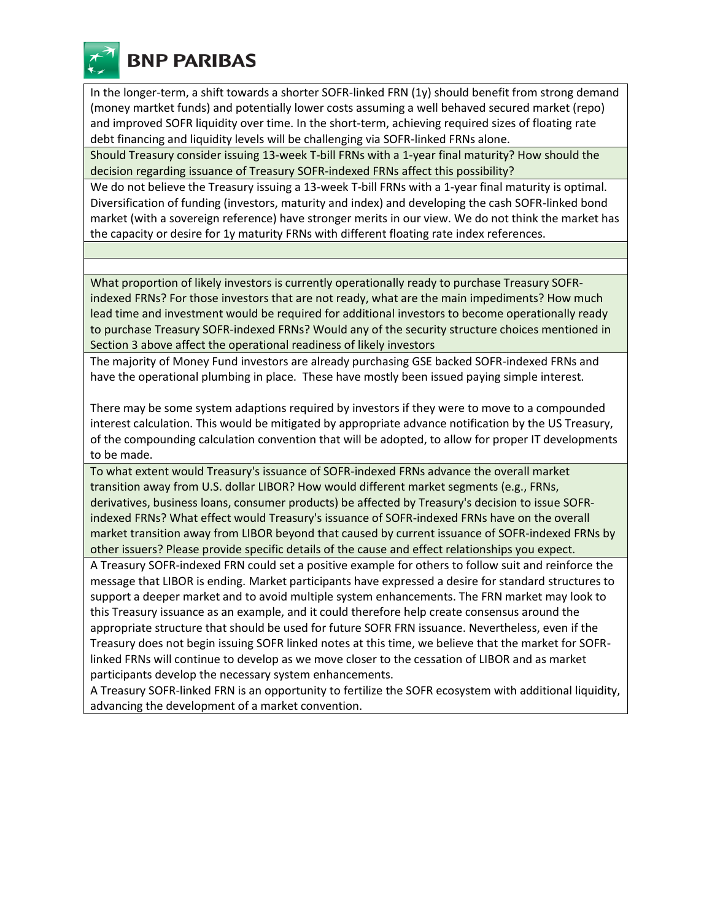BNP PARIBAS

In the longer-term, a shift towards a shorter SOFR-linked FRN (1y) should benefit from strong demand (money martket funds) and potentially lower costs assuming a well behaved secured market (repo) and improved SOFR liquidity over time. In the short-term, achieving required sizes of floating rate debt financing and liquidity levels will be challenging via SOFR-linked FRNs alone.

**Should Treasury consider issuing 13-week T-bill FRNs with a 1-year final maturity? How should the decision regarding issuance of Treasury SOFR-indexed FRNs affect this possibility?**

We do not believe the Treasury issuing a 13-week T-bill FRNs with a 1-year final maturity is optimal. Diversification of funding (investors, maturity and index) and developing the cash SOFR-linked bond market (with a sovereign reference) have stronger merits in our view. We do not think the market has the capacity or desire for 1y maturity FRNs with different floating rate index references.

**What proportion of likely investors is currently operationally ready to purchase Treasury SOFR-indexed FRNs? For those investors that are not ready, what are the main impediments? How much lead time and investment would be required for additional investors to become operationally ready to purchase Treasury SOFR-indexed FRNs? Would any of the security structure choices mentioned in Section 3 above affect the operational readiness of likely investors**

The majority of Money Fund investors are already purchasing GSE backed SOFR-indexed FRNs and have the operational plumbing in place. These have mostly been issued paying simple interest.

There may be some system adaptions required by investors if they were to move to a compounded interest calculation. This would be mitigated by appropriate advance notification by the US Treasury, of the compounding calculation convention that will be adopted, to allow for proper IT developments to be made.

**To what extent would Treasury's issuance of SOFR-indexed FRNs advance the overall market transition away from U.S. dollar LIBOR? How would different market segments (e.g., FRNs, derivatives, business loans, consumer products) be affected by Treasury's decision to issue SOFR-indexed FRNs? What effect would Treasury's issuance of SOFR-indexed FRNs have on the overall market transition away from LIBOR beyond that caused by current issuance of SOFR-indexed FRNs by other issuers? Please provide specific details of the cause and effect relationships you expect.**

A Treasury SOFR-indexed FRN could set a positive example for others to follow suit and reinforce the message that LIBOR is ending. Market participants have expressed a desire for standard structures to support a deeper market and to avoid multiple system enhancements. The FRN market may look to this Treasury issuance as an example, and it could therefore help create consensus around the appropriate structure that should be used for future SOFR FRN issuance. Nevertheless, even if the Treasury does not begin issuing SOFR linked notes at this time, we believe that the market for SOFR-linked FRNs will continue to develop as we move closer to the cessation of LIBOR and as market participants develop the necessary system enhancements.

A Treasury SOFR-linked FRN is an opportunity to fertilize the SOFR ecosystem with additional liquidity, advancing the development of a market convention.